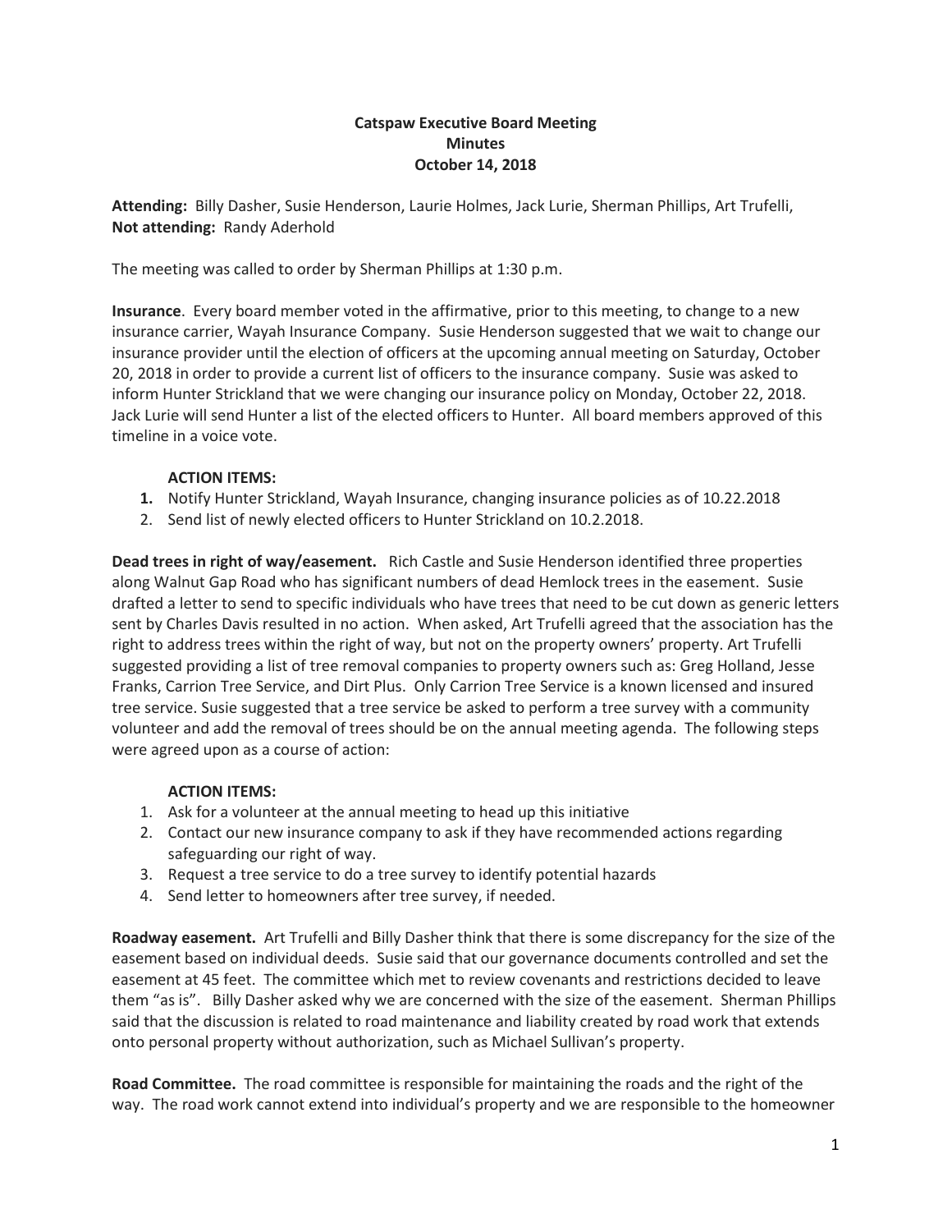**Catspaw Executive Board Meeting**
**Minutes**
**October 14, 2018**

**Attending:** Billy Dasher, Susie Henderson, Laurie Holmes, Jack Lurie, Sherman Phillips, Art Trufelli,
**Not attending:** Randy Aderhold

The meeting was called to order by Sherman Phillips at 1:30 p.m.

**Insurance**. Every board member voted in the affirmative, prior to this meeting, to change to a new insurance carrier, Wayah Insurance Company. Susie Henderson suggested that we wait to change our insurance provider until the election of officers at the upcoming annual meeting on Saturday, October 20, 2018 in order to provide a current list of officers to the insurance company. Susie was asked to inform Hunter Strickland that we were changing our insurance policy on Monday, October 22, 2018. Jack Lurie will send Hunter a list of the elected officers to Hunter. All board members approved of this timeline in a voice vote.

**ACTION ITEMS:**

1. Notify Hunter Strickland, Wayah Insurance, changing insurance policies as of 10.22.2018
2. Send list of newly elected officers to Hunter Strickland on 10.2.2018.

**Dead trees in right of way/easement.** Rich Castle and Susie Henderson identified three properties along Walnut Gap Road who has significant numbers of dead Hemlock trees in the easement. Susie drafted a letter to send to specific individuals who have trees that need to be cut down as generic letters sent by Charles Davis resulted in no action. When asked, Art Trufelli agreed that the association has the right to address trees within the right of way, but not on the property owners' property. Art Trufelli suggested providing a list of tree removal companies to property owners such as: Greg Holland, Jesse Franks, Carrion Tree Service, and Dirt Plus. Only Carrion Tree Service is a known licensed and insured tree service. Susie suggested that a tree service be asked to perform a tree survey with a community volunteer and add the removal of trees should be on the annual meeting agenda. The following steps were agreed upon as a course of action:

**ACTION ITEMS:**

1. Ask for a volunteer at the annual meeting to head up this initiative
2. Contact our new insurance company to ask if they have recommended actions regarding safeguarding our right of way.
3. Request a tree service to do a tree survey to identify potential hazards
4. Send letter to homeowners after tree survey, if needed.

**Roadway easement.** Art Trufelli and Billy Dasher think that there is some discrepancy for the size of the easement based on individual deeds. Susie said that our governance documents controlled and set the easement at 45 feet. The committee which met to review covenants and restrictions decided to leave them "as is". Billy Dasher asked why we are concerned with the size of the easement. Sherman Phillips said that the discussion is related to road maintenance and liability created by road work that extends onto personal property without authorization, such as Michael Sullivan's property.

**Road Committee.** The road committee is responsible for maintaining the roads and the right of the way. The road work cannot extend into individual's property and we are responsible to the homeowner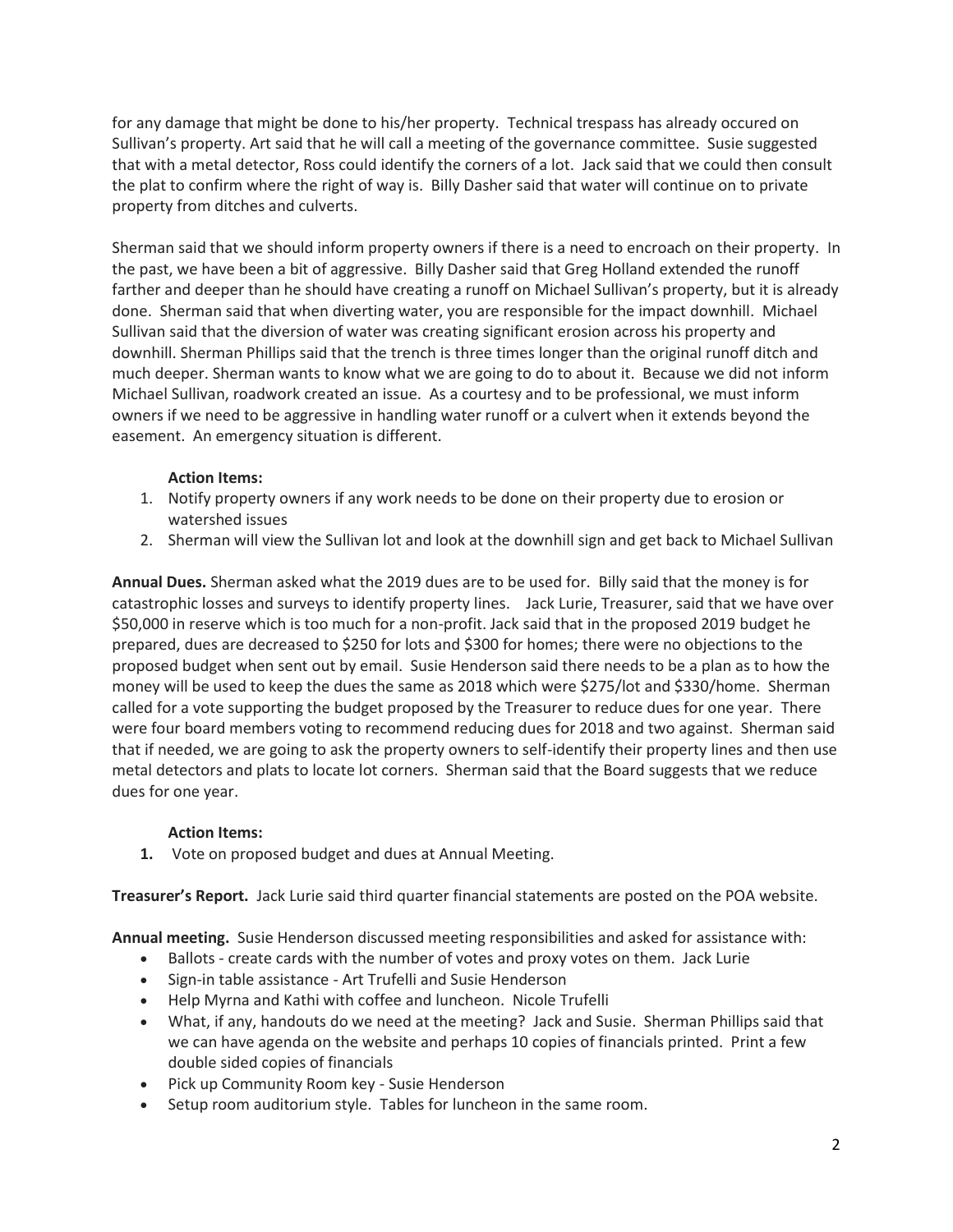for any damage that might be done to his/her property. Technical trespass has already occured on Sullivan's property. Art said that he will call a meeting of the governance committee. Susie suggested that with a metal detector, Ross could identify the corners of a lot. Jack said that we could then consult the plat to confirm where the right of way is. Billy Dasher said that water will continue on to private property from ditches and culverts.

Sherman said that we should inform property owners if there is a need to encroach on their property. In the past, we have been a bit of aggressive. Billy Dasher said that Greg Holland extended the runoff farther and deeper than he should have creating a runoff on Michael Sullivan's property, but it is already done. Sherman said that when diverting water, you are responsible for the impact downhill. Michael Sullivan said that the diversion of water was creating significant erosion across his property and downhill. Sherman Phillips said that the trench is three times longer than the original runoff ditch and much deeper. Sherman wants to know what we are going to do about it. Because we did not inform Michael Sullivan, roadwork created an issue. As a courtesy and to be professional, we must inform owners if we need to be aggressive in handling water runoff or a culvert when it extends beyond the easement. An emergency situation is different.

**Action Items:**

1. Notify property owners if any work needs to be done on their property due to erosion or watershed issues
2. Sherman will view the Sullivan lot and look at the downhill sign and get back to Michael Sullivan

**Annual Dues.** Sherman asked what the 2019 dues are to be used for. Billy said that the money is for catastrophic losses and surveys to identify property lines. Jack Lurie, Treasurer, said that we have over $50,000 in reserve which is too much for a non-profit. Jack said that in the proposed 2019 budget he prepared, dues are decreased to $250 for lots and $300 for homes; there were no objections to the proposed budget when sent out by email. Susie Henderson said there needs to be a plan as to how the money will be used to keep the dues the same as 2018 which were $275/lot and $330/home. Sherman called for a vote supporting the budget proposed by the Treasurer to reduce dues for one year. There were four board members voting to recommend reducing dues for 2018 and two against. Sherman said that if needed, we are going to ask the property owners to self-identify their property lines and then use metal detectors and plats to locate lot corners. Sherman said that the Board suggests that we reduce dues for one year.

**Action Items:**

1. Vote on proposed budget and dues at Annual Meeting.

**Treasurer's Report.** Jack Lurie said third quarter financial statements are posted on the POA website.

**Annual meeting.** Susie Henderson discussed meeting responsibilities and asked for assistance with:

- Ballots - create cards with the number of votes and proxy votes on them. Jack Lurie
- Sign-in table assistance - Art Trufelli and Susie Henderson
- Help Myrna and Kathi with coffee and luncheon. Nicole Trufelli
- What, if any, handouts do we need at the meeting? Jack and Susie. Sherman Phillips said that we can have agenda on the website and perhaps 10 copies of financials printed. Print a few double sided copies of financials
- Pick up Community Room key - Susie Henderson
- Setup room auditorium style. Tables for luncheon in the same room.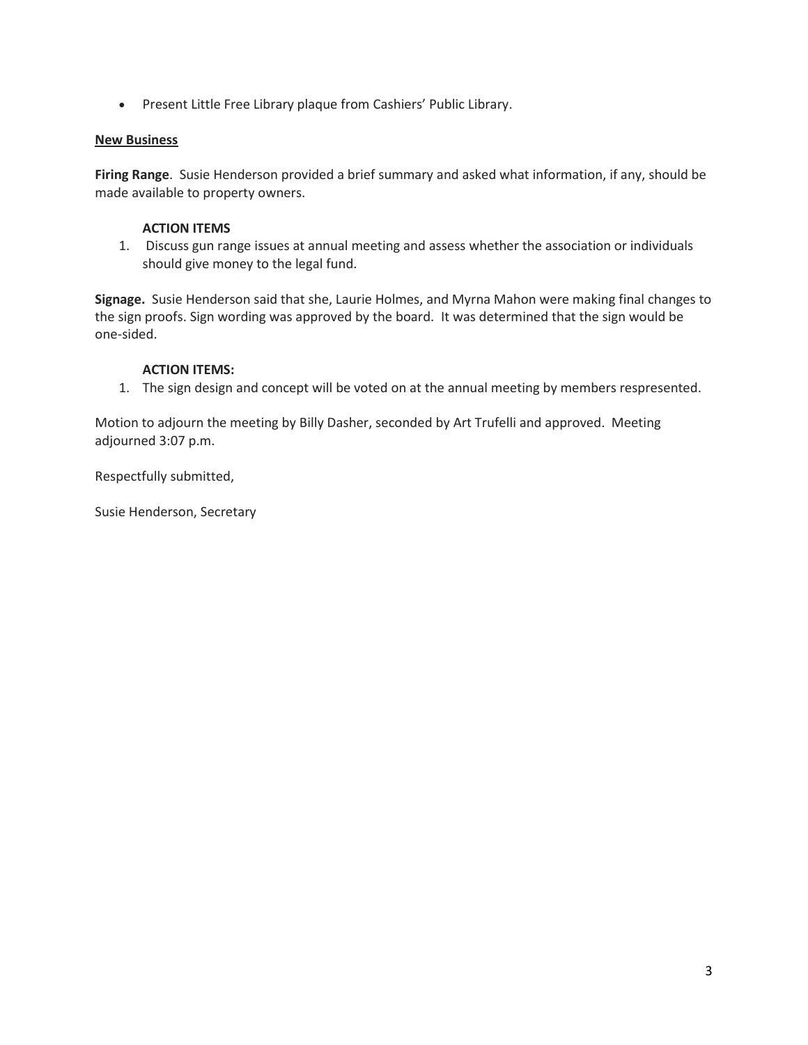- Present Little Free Library plaque from Cashiers' Public Library.

**New Business**

**Firing Range**. Susie Henderson provided a brief summary and asked what information, if any, should be made available to property owners.

**ACTION ITEMS**

1. Discuss gun range issues at annual meeting and assess whether the association or individuals should give money to the legal fund.

**Signage.** Susie Henderson said that she, Laurie Holmes, and Myrna Mahon were making final changes to the sign proofs. Sign wording was approved by the board. It was determined that the sign would be one-sided.

**ACTION ITEMS:**

1. The sign design and concept will be voted on at the annual meeting by members respresented.

Motion to adjourn the meeting by Billy Dasher, seconded by Art Trufelli and approved. Meeting adjourned 3:07 p.m.

Respectfully submitted,

Susie Henderson, Secretary